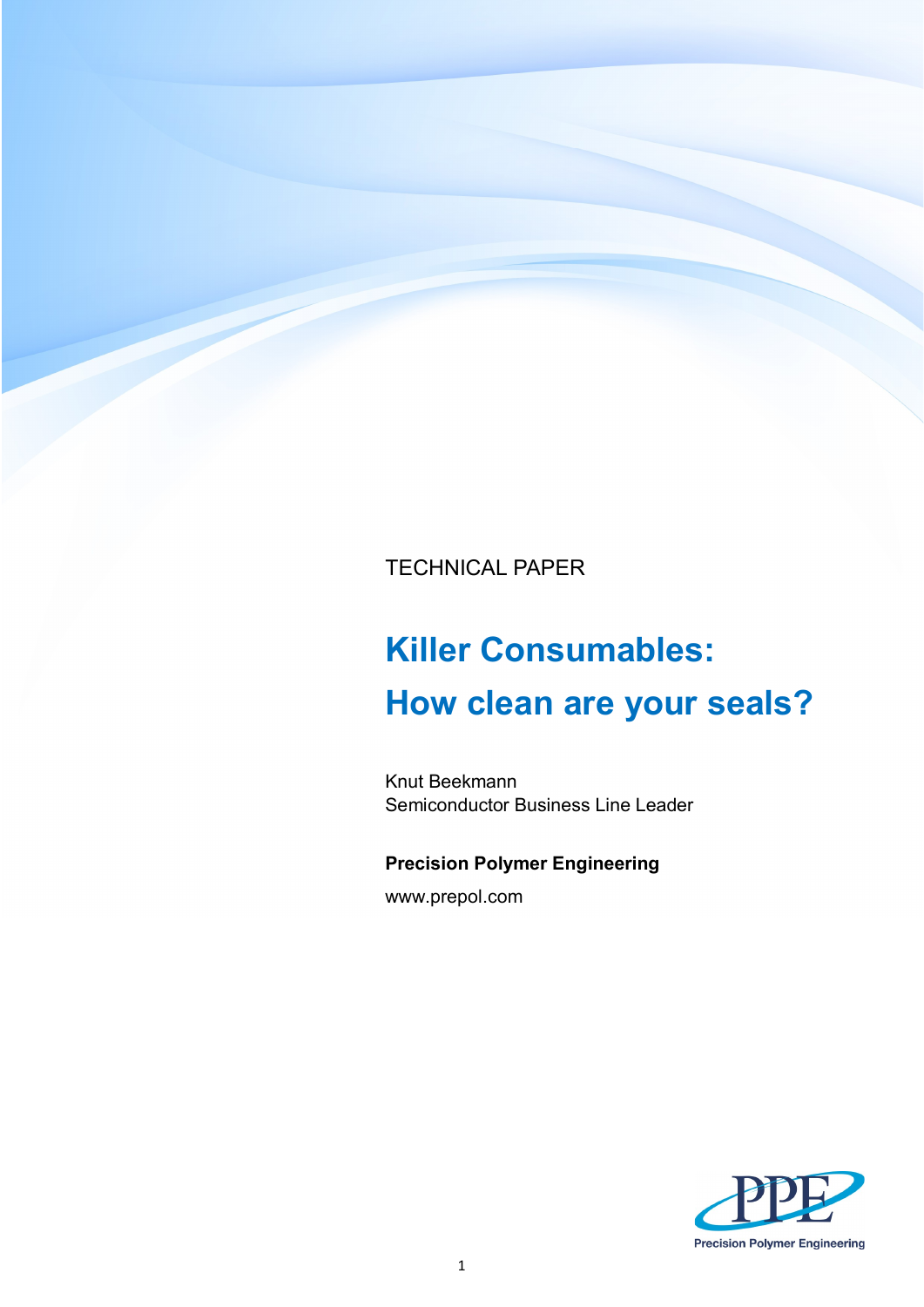TECHNICAL PAPER

# Killer Consumables: How clean are your seals?

Knut Beekmann
Semiconductor Business Line Leader

**Precision Polymer Engineering**

www.prepol.com

Precision Polymer Engineering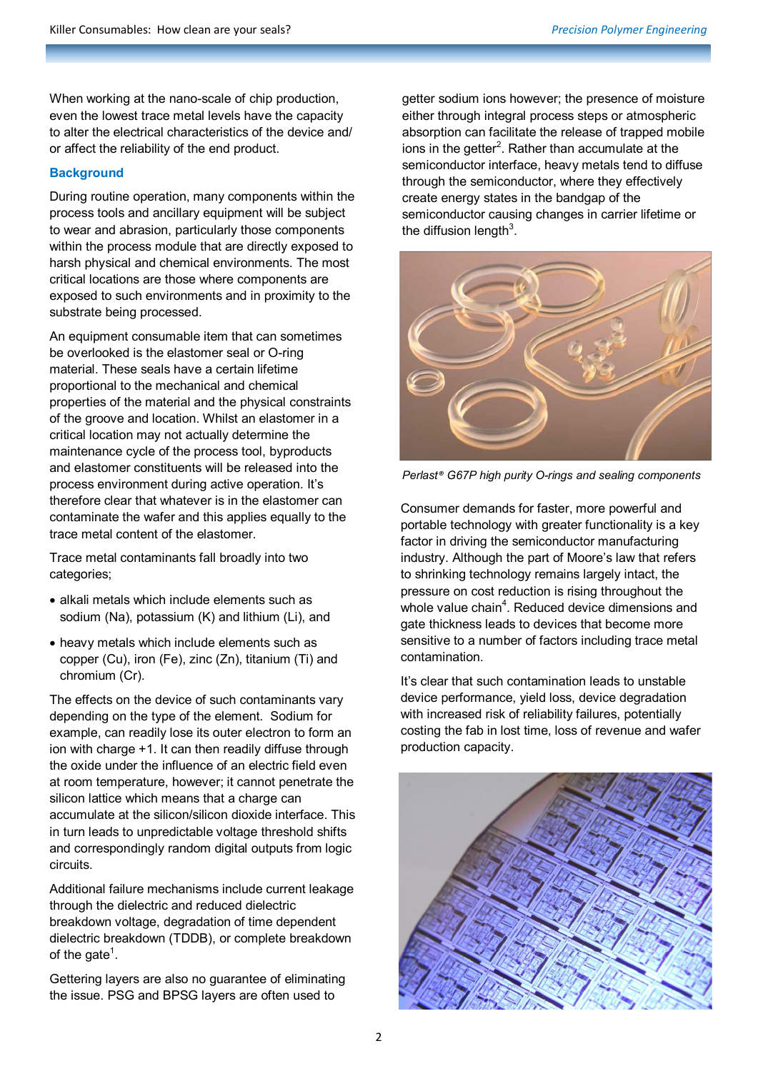When working at the nano-scale of chip production, even the lowest trace metal levels have the capacity to alter the electrical characteristics of the device and/or affect the reliability of the end product.

## Background

During routine operation, many components within the process tools and ancillary equipment will be subject to wear and abrasion, particularly those components within the process module that are directly exposed to harsh physical and chemical environments. The most critical locations are those where components are exposed to such environments and in proximity to the substrate being processed.

An equipment consumable item that can sometimes be overlooked is the elastomer seal or O-ring material. These seals have a certain lifetime proportional to the mechanical and chemical properties of the material and the physical constraints of the groove and location. Whilst an elastomer in a critical location may not actually determine the maintenance cycle of the process tool, byproducts and elastomer constituents will be released into the process environment during active operation. It's therefore clear that whatever is in the elastomer can contaminate the wafer and this applies equally to the trace metal content of the elastomer.

Trace metal contaminants fall broadly into two categories;

- alkali metals which include elements such as sodium (Na), potassium (K) and lithium (Li), and
- heavy metals which include elements such as copper (Cu), iron (Fe), zinc (Zn), titanium (Ti) and chromium (Cr).

The effects on the device of such contaminants vary depending on the type of the element. Sodium for example, can readily lose its outer electron to form an ion with charge +1. It can then readily diffuse through the oxide under the influence of an electric field even at room temperature, however; it cannot penetrate the silicon lattice which means that a charge can accumulate at the silicon/silicon dioxide interface. This in turn leads to unpredictable voltage threshold shifts and correspondingly random digital outputs from logic circuits.

Additional failure mechanisms include current leakage through the dielectric and reduced dielectric breakdown voltage, degradation of time dependent dielectric breakdown (TDDB), or complete breakdown of the gate[1].

Gettering layers are also no guarantee of eliminating the issue. PSG and BPSG layers are often used to getter sodium ions however; the presence of moisture either through integral process steps or atmospheric absorption can facilitate the release of trapped mobile ions in the getter[2]. Rather than accumulate at the semiconductor interface, heavy metals tend to diffuse through the semiconductor, where they effectively create energy states in the bandgap of the semiconductor causing changes in carrier lifetime or the diffusion length[3].

*Perlast® G67P high purity O-rings and sealing components*

Consumer demands for faster, more powerful and portable technology with greater functionality is a key factor in driving the semiconductor manufacturing industry. Although the part of Moore's law that refers to shrinking technology remains largely intact, the pressure on cost reduction is rising throughout the whole value chain[4]. Reduced device dimensions and gate thickness leads to devices that become more sensitive to a number of factors including trace metal contamination.

It's clear that such contamination leads to unstable device performance, yield loss, device degradation with increased risk of reliability failures, potentially costing the fab in lost time, loss of revenue and wafer production capacity.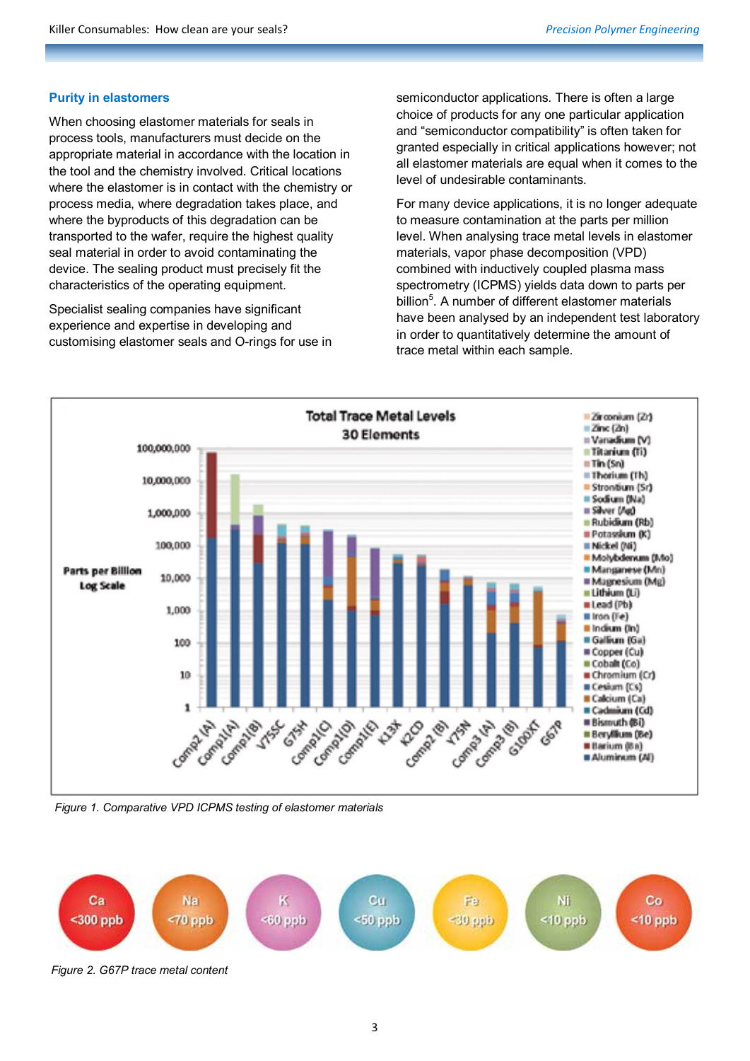## Purity in elastomers

When choosing elastomer materials for seals in process tools, manufacturers must decide on the appropriate material in accordance with the location in the tool and the chemistry involved. Critical locations where the elastomer is in contact with the chemistry or process media, where degradation takes place, and where the byproducts of this degradation can be transported to the wafer, require the highest quality seal material in order to avoid contaminating the device. The sealing product must precisely fit the characteristics of the operating equipment.

Specialist sealing companies have significant experience and expertise in developing and customising elastomer seals and O-rings for use in semiconductor applications. There is often a large choice of products for any one particular application and "semiconductor compatibility" is often taken for granted especially in critical applications however; not all elastomer materials are equal when it comes to the level of undesirable contaminants.

For many device applications, it is no longer adequate to measure contamination at the parts per million level. When analysing trace metal levels in elastomer materials, vapor phase decomposition (VPD) combined with inductively coupled plasma mass spectrometry (ICPMS) yields data down to parts per billion[5]. A number of different elastomer materials have been analysed by an independent test laboratory in order to quantitatively determine the amount of trace metal within each sample.

*Figure 1. Comparative VPD ICPMS testing of elastomer materials*

*Figure 2. G67P trace metal content*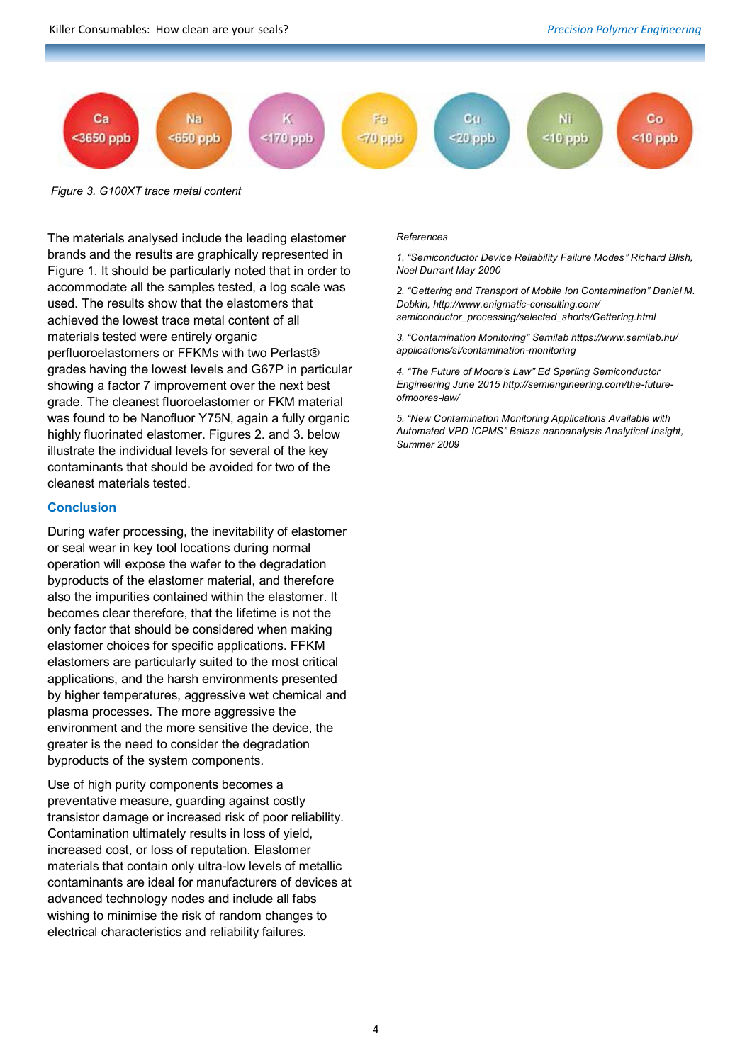| Ca | Na | K | Fe | Cu | Ni | Co |
| --- | --- | --- | --- | --- | --- | --- |
| <3650 ppb | <650 ppb | <170 ppb | <70 ppb | <20 ppb | <10 ppb | <10 ppb |

*Figure 3. G100XT trace metal content*

The materials analysed include the leading elastomer brands and the results are graphically represented in Figure 1. It should be particularly noted that in order to accommodate all the samples tested, a log scale was used. The results show that the elastomers that achieved the lowest trace metal content of all materials tested were entirely organic perfluoroelastomers or FFKMs with two Perlast® grades having the lowest levels and G67P in particular showing a factor 7 improvement over the next best grade. The cleanest fluoroelastomer or FKM material was found to be Nanofluor Y75N, again a fully organic highly fluorinated elastomer. Figures 2. and 3. below illustrate the individual levels for several of the key contaminants that should be avoided for two of the cleanest materials tested.

## Conclusion

During wafer processing, the inevitability of elastomer or seal wear in key tool locations during normal operation will expose the wafer to the degradation byproducts of the elastomer material, and therefore also the impurities contained within the elastomer. It becomes clear therefore, that the lifetime is not the only factor that should be considered when making elastomer choices for specific applications. FFKM elastomers are particularly suited to the most critical applications, and the harsh environments presented by higher temperatures, aggressive wet chemical and plasma processes. The more aggressive the environment and the more sensitive the device, the greater is the need to consider the degradation byproducts of the system components.

Use of high purity components becomes a preventative measure, guarding against costly transistor damage or increased risk of poor reliability. Contamination ultimately results in loss of yield, increased cost, or loss of reputation. Elastomer materials that contain only ultra-low levels of metallic contaminants are ideal for manufacturers of devices at advanced technology nodes and include all fabs wishing to minimise the risk of random changes to electrical characteristics and reliability failures.

*References*

*1. "Semiconductor Device Reliability Failure Modes" Richard Blish, Noel Durrant May 2000*

*2. "Gettering and Transport of Mobile Ion Contamination" Daniel M. Dobkin, http://www.enigmatic-consulting.com/semiconductor_processing/selected_shorts/Gettering.html*

*3. "Contamination Monitoring" Semilab https://www.semilab.hu/applications/si/contamination-monitoring*

*4. "The Future of Moore's Law" Ed Sperling Semiconductor Engineering June 2015 http://semiengineering.com/the-future-ofmoores-law/*

*5. "New Contamination Monitoring Applications Available with Automated VPD ICPMS" Balazs nanoanalysis Analytical Insight, Summer 2009*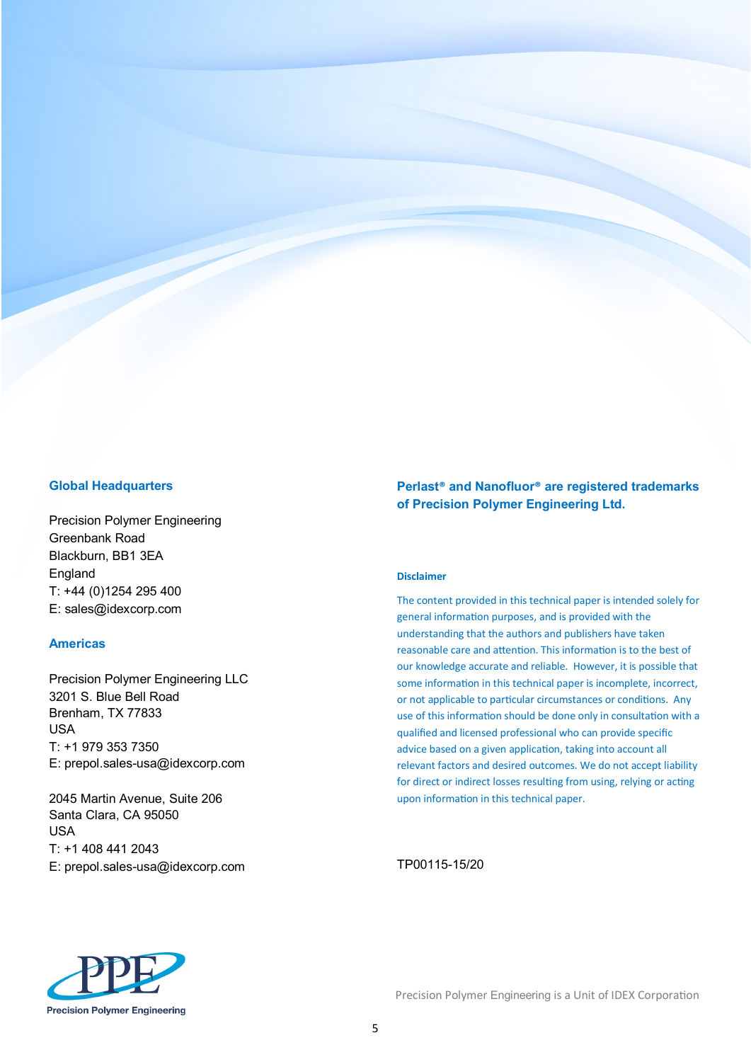## Global Headquarters

Precision Polymer Engineering
Greenbank Road
Blackburn, BB1 3EA
England
T: +44 (0)1254 295 400
E: sales@idexcorp.com

## Americas

Precision Polymer Engineering LLC
3201 S. Blue Bell Road
Brenham, TX 77833
USA
T: +1 979 353 7350
E: prepol.sales-usa@idexcorp.com

2045 Martin Avenue, Suite 206
Santa Clara, CA 95050
USA
T: +1 408 441 2043
E: prepol.sales-usa@idexcorp.com

**Perlast® and Nanofluor® are registered trademarks of Precision Polymer Engineering Ltd.**

### Disclaimer

The content provided in this technical paper is intended solely for general information purposes, and is provided with the understanding that the authors and publishers have taken reasonable care and attention. This information is to the best of our knowledge accurate and reliable. However, it is possible that some information in this technical paper is incomplete, incorrect, or not applicable to particular circumstances or conditions. Any use of this information should be done only in consultation with a qualified and licensed professional who can provide specific advice based on a given application, taking into account all relevant factors and desired outcomes. We do not accept liability for direct or indirect losses resulting from using, relying or acting upon information in this technical paper.

TP00115-15/20

PPE
Precision Polymer Engineering

Precision Polymer Engineering is a Unit of IDEX Corporation